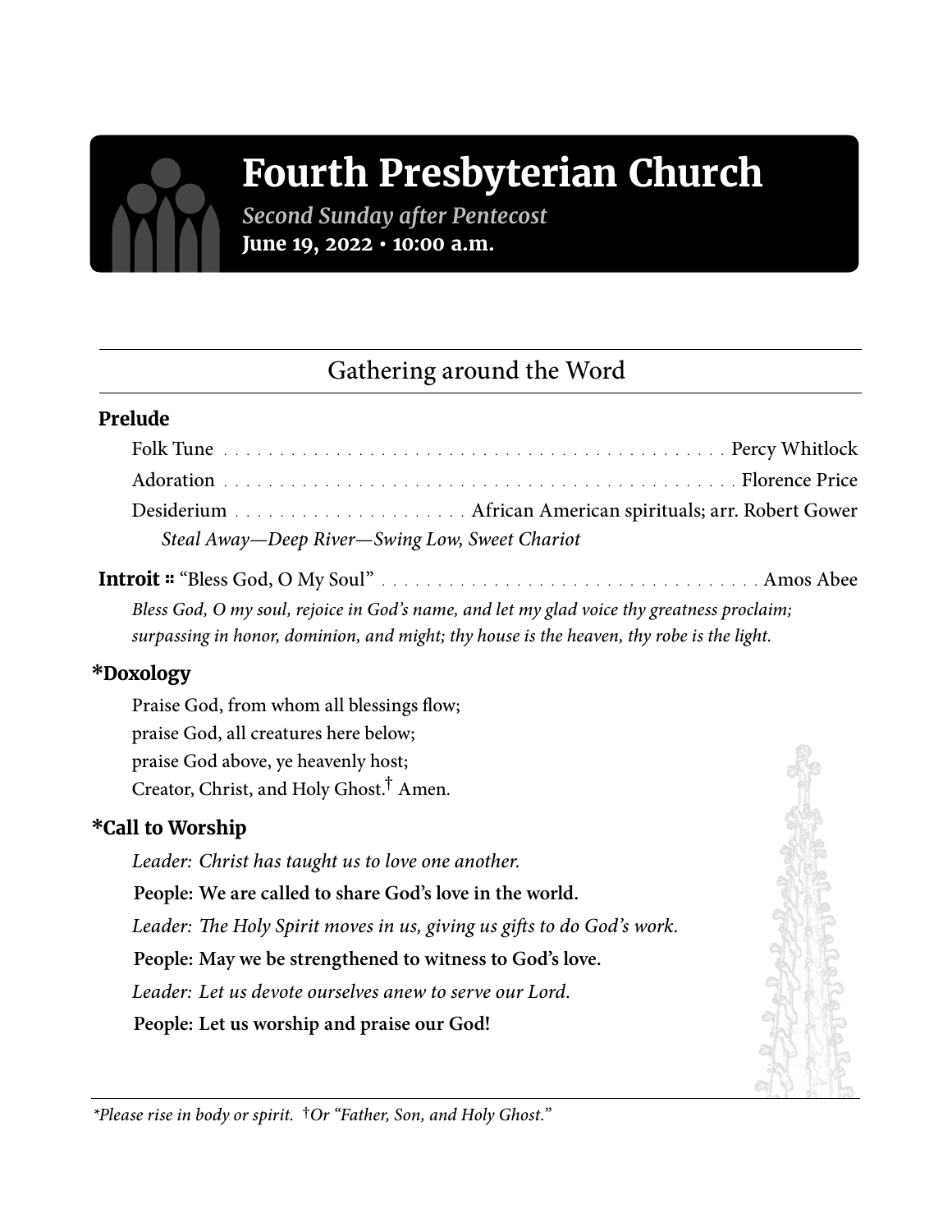# Fourth Presbyterian Church

*Second Sunday after Pentecost*

**June 19, 2022 • 10:00 a.m.**

## Gathering around the Word

### Prelude

Folk Tune . . . . . . . . . . . . . . . . . . . . . . . . . . . . Percy Whitlock

Adoration . . . . . . . . . . . . . . . . . . . . . . . . . . . . Florence Price

Desiderium . . . . . . . . . . . . . . African American spirituals; arr. Robert Gower

*Steal Away—Deep River—Swing Low, Sweet Chariot*

**Introit** ⁜ "Bless God, O My Soul" . . . . . . . . . . . . . . . . . . . . . . Amos Abee

*Bless God, O my soul, rejoice in God's name, and let my glad voice thy greatness proclaim; surpassing in honor, dominion, and might; thy house is the heaven, thy robe is the light.*

### *Doxology

Praise God, from whom all blessings flow;
praise God, all creatures here below;
praise God above, ye heavenly host;
Creator, Christ, and Holy Ghost.† Amen.

### *Call to Worship

*Leader: Christ has taught us to love one another.*

**People: We are called to share God's love in the world.**

*Leader: The Holy Spirit moves in us, giving us gifts to do God's work.*

**People: May we be strengthened to witness to God's love.**

*Leader: Let us devote ourselves anew to serve our Lord.*

**People: Let us worship and praise our God!**

---

*\*Please rise in body or spirit.* †*Or "Father, Son, and Holy Ghost."*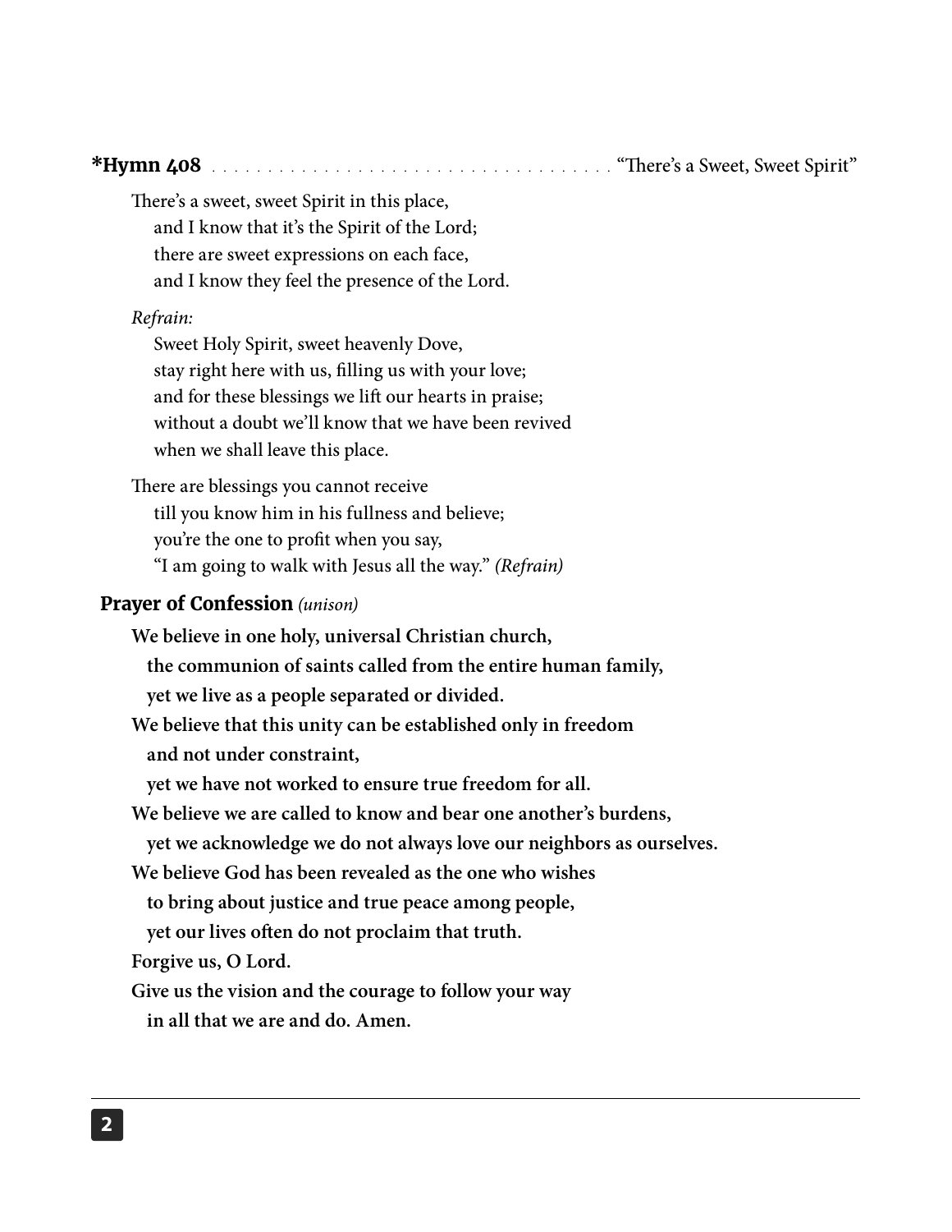**\*Hymn 408** . . . . . . . . . . . . . . . . . . . . . . . . . . . . . . . . . . . "There's a Sweet, Sweet Spirit"

There's a sweet, sweet Spirit in this place,
and I know that it's the Spirit of the Lord;
there are sweet expressions on each face,
and I know they feel the presence of the Lord.

*Refrain:*
Sweet Holy Spirit, sweet heavenly Dove,
stay right here with us, filling us with your love;
and for these blessings we lift our hearts in praise;
without a doubt we'll know that we have been revived
when we shall leave this place.

There are blessings you cannot receive
till you know him in his fullness and believe;
you're the one to profit when you say,
"I am going to walk with Jesus all the way." *(Refrain)*

**Prayer of Confession** *(unison)*

**We believe in one holy, universal Christian church,**
**the communion of saints called from the entire human family,**
**yet we live as a people separated or divided.**
**We believe that this unity can be established only in freedom**
**and not under constraint,**
**yet we have not worked to ensure true freedom for all.**
**We believe we are called to know and bear one another's burdens,**
**yet we acknowledge we do not always love our neighbors as ourselves.**
**We believe God has been revealed as the one who wishes**
**to bring about justice and true peace among people,**
**yet our lives often do not proclaim that truth.**
**Forgive us, O Lord.**
**Give us the vision and the courage to follow your way**
**in all that we are and do. Amen.**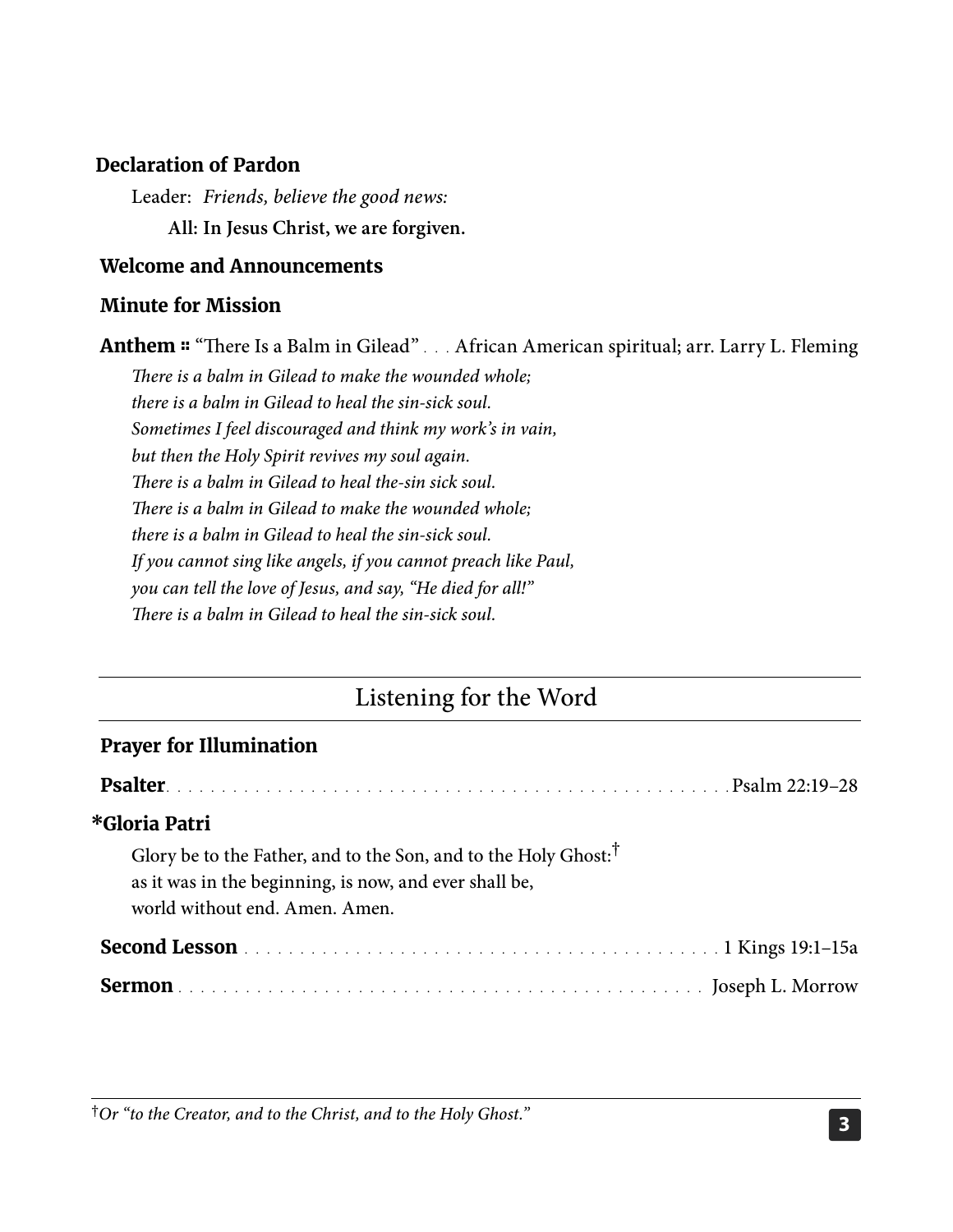**Declaration of Pardon**

Leader: *Friends, believe the good news:*

**All: In Jesus Christ, we are forgiven.**

**Welcome and Announcements**

**Minute for Mission**

**Anthem** ∷ "There Is a Balm in Gilead" . . . African American spiritual; arr. Larry L. Fleming

*There is a balm in Gilead to make the wounded whole;*
*there is a balm in Gilead to heal the sin-sick soul.*
*Sometimes I feel discouraged and think my work's in vain,*
*but then the Holy Spirit revives my soul again.*
*There is a balm in Gilead to heal the-sin sick soul.*
*There is a balm in Gilead to make the wounded whole;*
*there is a balm in Gilead to heal the sin-sick soul.*
*If you cannot sing like angels, if you cannot preach like Paul,*
*you can tell the love of Jesus, and say, "He died for all!"*
*There is a balm in Gilead to heal the sin-sick soul.*

## Listening for the Word

**Prayer for Illumination**

**Psalter** . . . . . . . . . . . . . . . . . . . . . . . . . . . . . . . . . . . . . . . . . . . . . . . . Psalm 22:19–28

**\*Gloria Patri**

Glory be to the Father, and to the Son, and to the Holy Ghost:†
as it was in the beginning, is now, and ever shall be,
world without end. Amen. Amen.

**Second Lesson** . . . . . . . . . . . . . . . . . . . . . . . . . . . . . . . . . . . . . . . . . . . 1 Kings 19:1–15a

**Sermon** . . . . . . . . . . . . . . . . . . . . . . . . . . . . . . . . . . . . . . . . . . . . . . Joseph L. Morrow

†*Or "to the Creator, and to the Christ, and to the Holy Ghost."*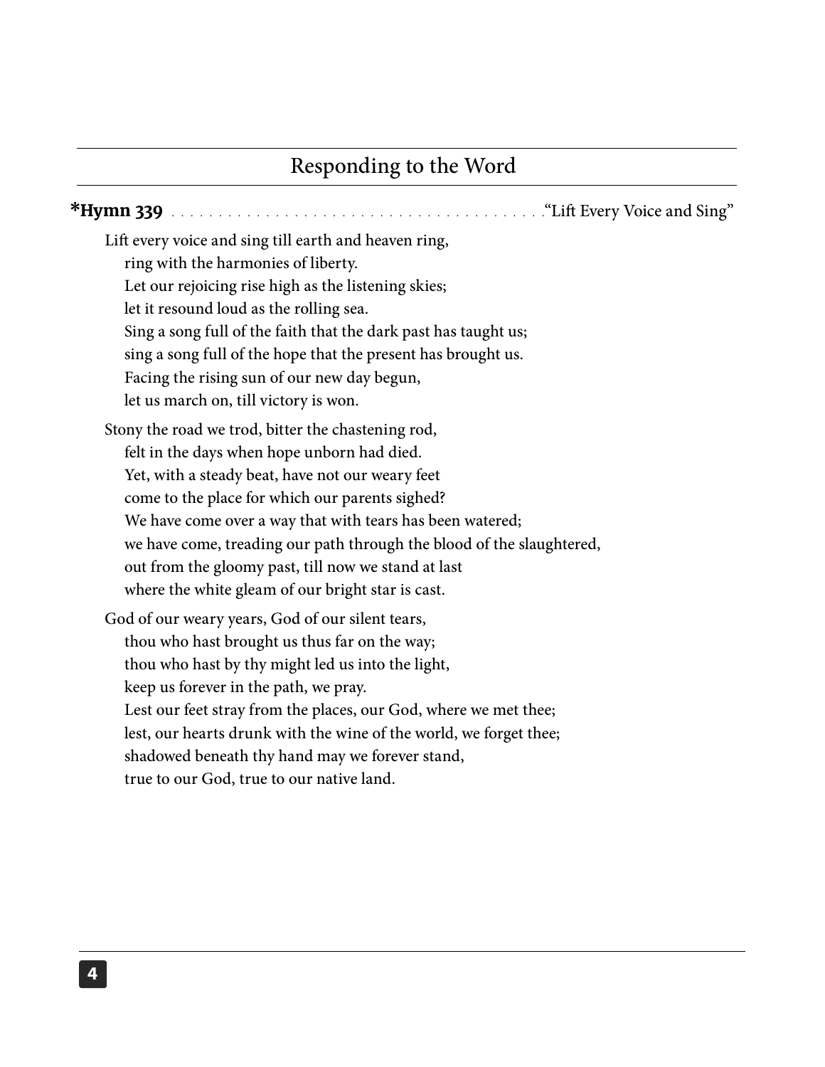## Responding to the Word

**\*Hymn 339** . . . . . . . . . . . . . . . . . . . . . . . . . . . . . . . . . . . . . . . . "Lift Every Voice and Sing"

Lift every voice and sing till earth and heaven ring,
ring with the harmonies of liberty.
Let our rejoicing rise high as the listening skies;
let it resound loud as the rolling sea.
Sing a song full of the faith that the dark past has taught us;
sing a song full of the hope that the present has brought us.
Facing the rising sun of our new day begun,
let us march on, till victory is won.

Stony the road we trod, bitter the chastening rod,
felt in the days when hope unborn had died.
Yet, with a steady beat, have not our weary feet
come to the place for which our parents sighed?
We have come over a way that with tears has been watered;
we have come, treading our path through the blood of the slaughtered,
out from the gloomy past, till now we stand at last
where the white gleam of our bright star is cast.

God of our weary years, God of our silent tears,
thou who hast brought us thus far on the way;
thou who hast by thy might led us into the light,
keep us forever in the path, we pray.
Lest our feet stray from the places, our God, where we met thee;
lest, our hearts drunk with the wine of the world, we forget thee;
shadowed beneath thy hand may we forever stand,
true to our God, true to our native land.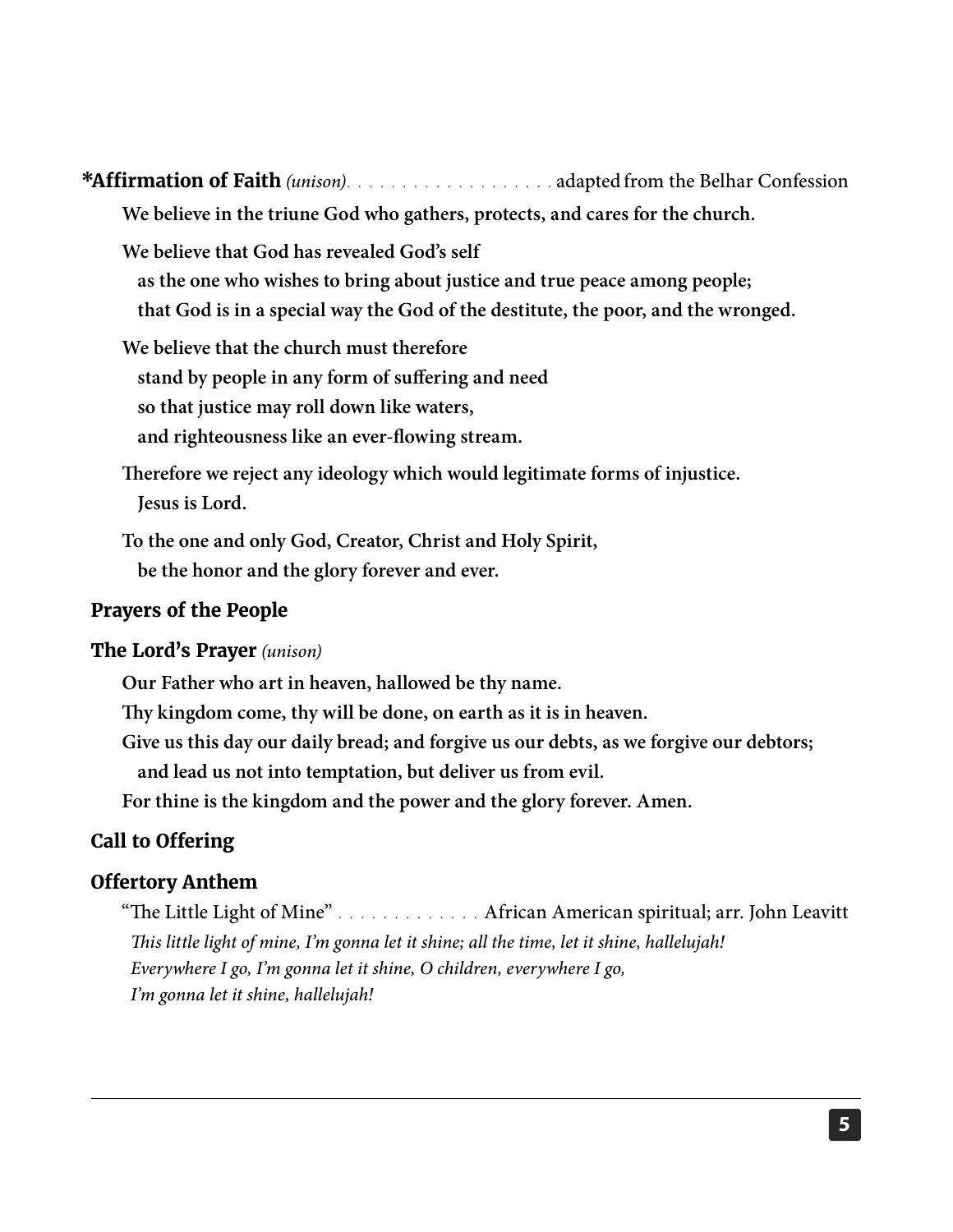**\*Affirmation of Faith** *(unison)* . . . . . . . . . . . . . . . . . . . adapted from the Belhar Confession

**We believe in the triune God who gathers, protects, and cares for the church.**

**We believe that God has revealed God's self**
**as the one who wishes to bring about justice and true peace among people;**
**that God is in a special way the God of the destitute, the poor, and the wronged.**

**We believe that the church must therefore**
**stand by people in any form of suffering and need**
**so that justice may roll down like waters,**
**and righteousness like an ever-flowing stream.**

**Therefore we reject any ideology which would legitimate forms of injustice.**
**Jesus is Lord.**

**To the one and only God, Creator, Christ and Holy Spirit,**
**be the honor and the glory forever and ever.**

**Prayers of the People**

**The Lord's Prayer** *(unison)*

**Our Father who art in heaven, hallowed be thy name.**
**Thy kingdom come, thy will be done, on earth as it is in heaven.**
**Give us this day our daily bread; and forgive us our debts, as we forgive our debtors;**
**and lead us not into temptation, but deliver us from evil.**
**For thine is the kingdom and the power and the glory forever. Amen.**

**Call to Offering**

**Offertory Anthem**

"The Little Light of Mine" . . . . . . . . . . . . . African American spiritual; arr. John Leavitt

*This little light of mine, I'm gonna let it shine; all the time, let it shine, hallelujah!*
*Everywhere I go, I'm gonna let it shine, O children, everywhere I go,*
*I'm gonna let it shine, hallelujah!*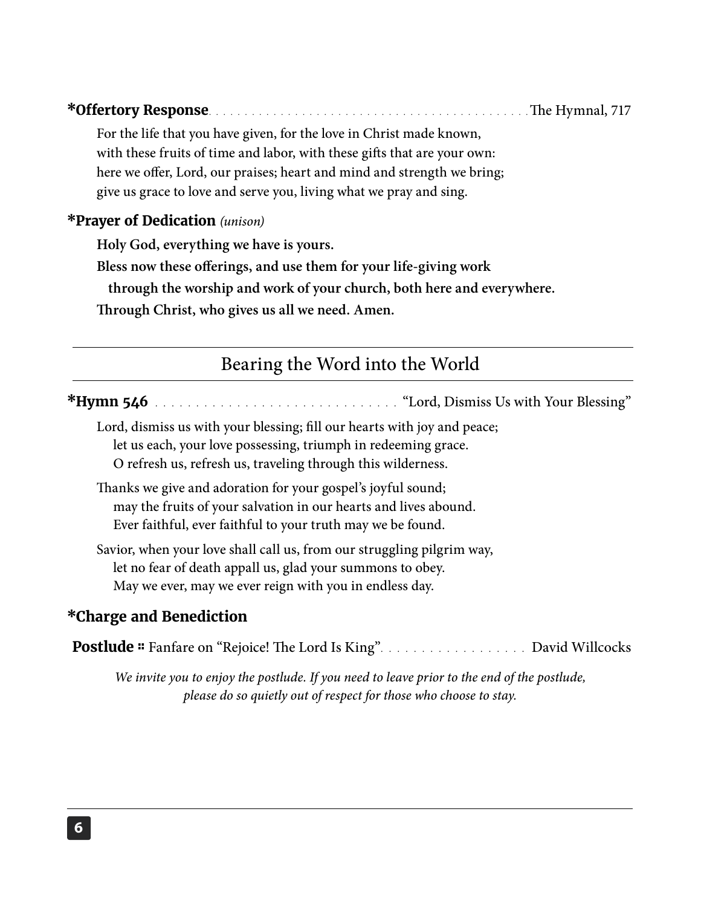**\*Offertory Response** ........ The Hymnal, 717

For the life that you have given, for the love in Christ made known,
with these fruits of time and labor, with these gifts that are your own:
here we offer, Lord, our praises; heart and mind and strength we bring;
give us grace to love and serve you, living what we pray and sing.

**\*Prayer of Dedication** *(unison)*

**Holy God, everything we have is yours.**
**Bless now these offerings, and use them for your life-giving work**
**through the worship and work of your church, both here and everywhere.**
**Through Christ, who gives us all we need. Amen.**

## Bearing the Word into the World

**\*Hymn 546** ........ "Lord, Dismiss Us with Your Blessing"

Lord, dismiss us with your blessing; fill our hearts with joy and peace;
let us each, your love possessing, triumph in redeeming grace.
O refresh us, refresh us, traveling through this wilderness.

Thanks we give and adoration for your gospel's joyful sound;
may the fruits of your salvation in our hearts and lives abound.
Ever faithful, ever faithful to your truth may we be found.

Savior, when your love shall call us, from our struggling pilgrim way,
let no fear of death appall us, glad your summons to obey.
May we ever, may we ever reign with you in endless day.

**\*Charge and Benediction**

**Postlude** ∷ Fanfare on "Rejoice! The Lord Is King" ........ David Willcocks

*We invite you to enjoy the postlude. If you need to leave prior to the end of the postlude, please do so quietly out of respect for those who choose to stay.*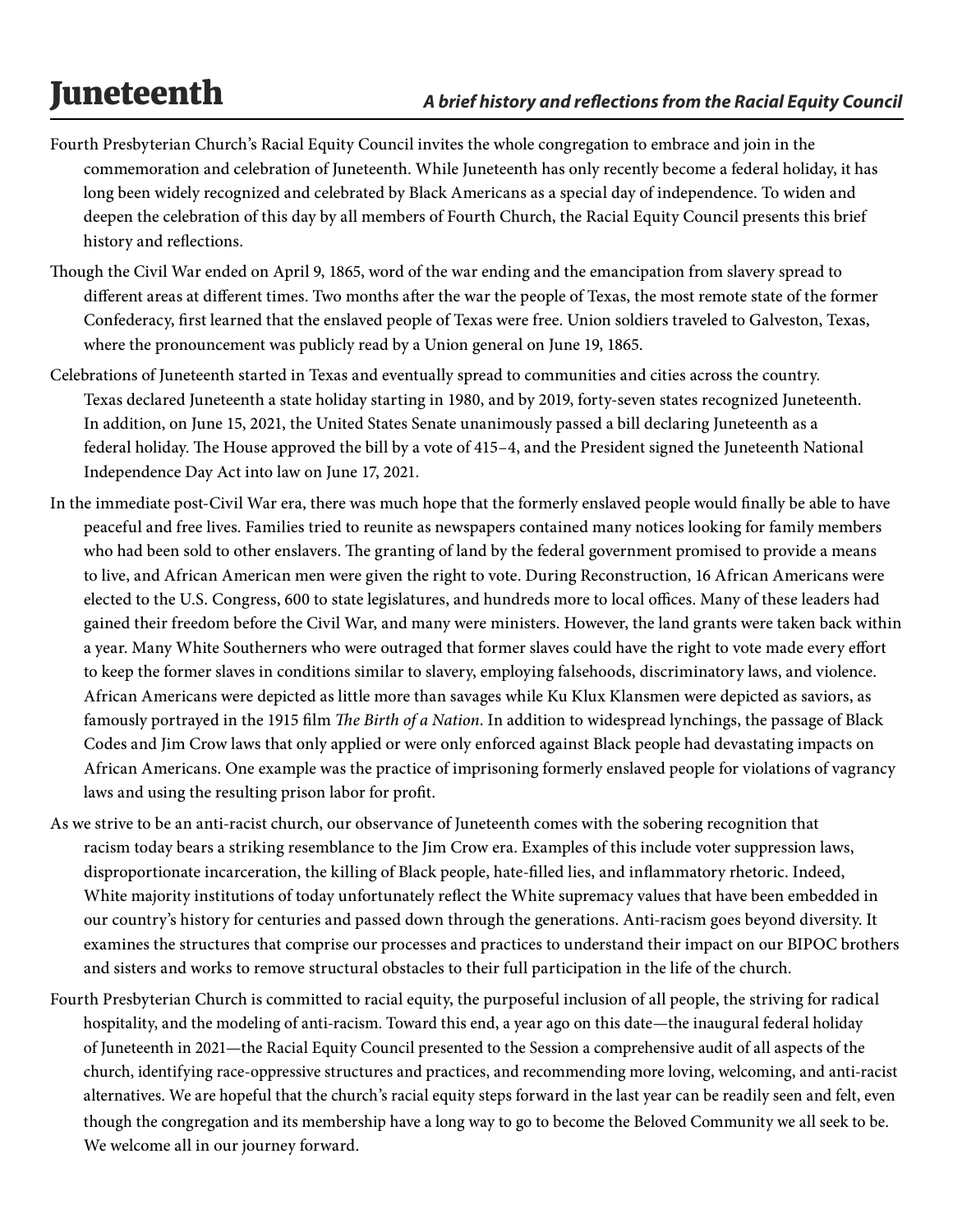# Juneteenth

***A brief history and reflections from the Racial Equity Council***

Fourth Presbyterian Church's Racial Equity Council invites the whole congregation to embrace and join in the commemoration and celebration of Juneteenth. While Juneteenth has only recently become a federal holiday, it has long been widely recognized and celebrated by Black Americans as a special day of independence. To widen and deepen the celebration of this day by all members of Fourth Church, the Racial Equity Council presents this brief history and reflections.

Though the Civil War ended on April 9, 1865, word of the war ending and the emancipation from slavery spread to different areas at different times. Two months after the war the people of Texas, the most remote state of the former Confederacy, first learned that the enslaved people of Texas were free. Union soldiers traveled to Galveston, Texas, where the pronouncement was publicly read by a Union general on June 19, 1865.

Celebrations of Juneteenth started in Texas and eventually spread to communities and cities across the country. Texas declared Juneteenth a state holiday starting in 1980, and by 2019, forty-seven states recognized Juneteenth. In addition, on June 15, 2021, the United States Senate unanimously passed a bill declaring Juneteenth as a federal holiday. The House approved the bill by a vote of 415–4, and the President signed the Juneteenth National Independence Day Act into law on June 17, 2021.

In the immediate post-Civil War era, there was much hope that the formerly enslaved people would finally be able to have peaceful and free lives. Families tried to reunite as newspapers contained many notices looking for family members who had been sold to other enslavers. The granting of land by the federal government promised to provide a means to live, and African American men were given the right to vote. During Reconstruction, 16 African Americans were elected to the U.S. Congress, 600 to state legislatures, and hundreds more to local offices. Many of these leaders had gained their freedom before the Civil War, and many were ministers. However, the land grants were taken back within a year. Many White Southerners who were outraged that former slaves could have the right to vote made every effort to keep the former slaves in conditions similar to slavery, employing falsehoods, discriminatory laws, and violence. African Americans were depicted as little more than savages while Ku Klux Klansmen were depicted as saviors, as famously portrayed in the 1915 film *The Birth of a Nation*. In addition to widespread lynchings, the passage of Black Codes and Jim Crow laws that only applied or were only enforced against Black people had devastating impacts on African Americans. One example was the practice of imprisoning formerly enslaved people for violations of vagrancy laws and using the resulting prison labor for profit.

As we strive to be an anti-racist church, our observance of Juneteenth comes with the sobering recognition that racism today bears a striking resemblance to the Jim Crow era. Examples of this include voter suppression laws, disproportionate incarceration, the killing of Black people, hate-filled lies, and inflammatory rhetoric. Indeed, White majority institutions of today unfortunately reflect the White supremacy values that have been embedded in our country's history for centuries and passed down through the generations. Anti-racism goes beyond diversity. It examines the structures that comprise our processes and practices to understand their impact on our BIPOC brothers and sisters and works to remove structural obstacles to their full participation in the life of the church.

Fourth Presbyterian Church is committed to racial equity, the purposeful inclusion of all people, the striving for radical hospitality, and the modeling of anti-racism. Toward this end, a year ago on this date—the inaugural federal holiday of Juneteenth in 2021—the Racial Equity Council presented to the Session a comprehensive audit of all aspects of the church, identifying race-oppressive structures and practices, and recommending more loving, welcoming, and anti-racist alternatives. We are hopeful that the church's racial equity steps forward in the last year can be readily seen and felt, even though the congregation and its membership have a long way to go to become the Beloved Community we all seek to be. We welcome all in our journey forward.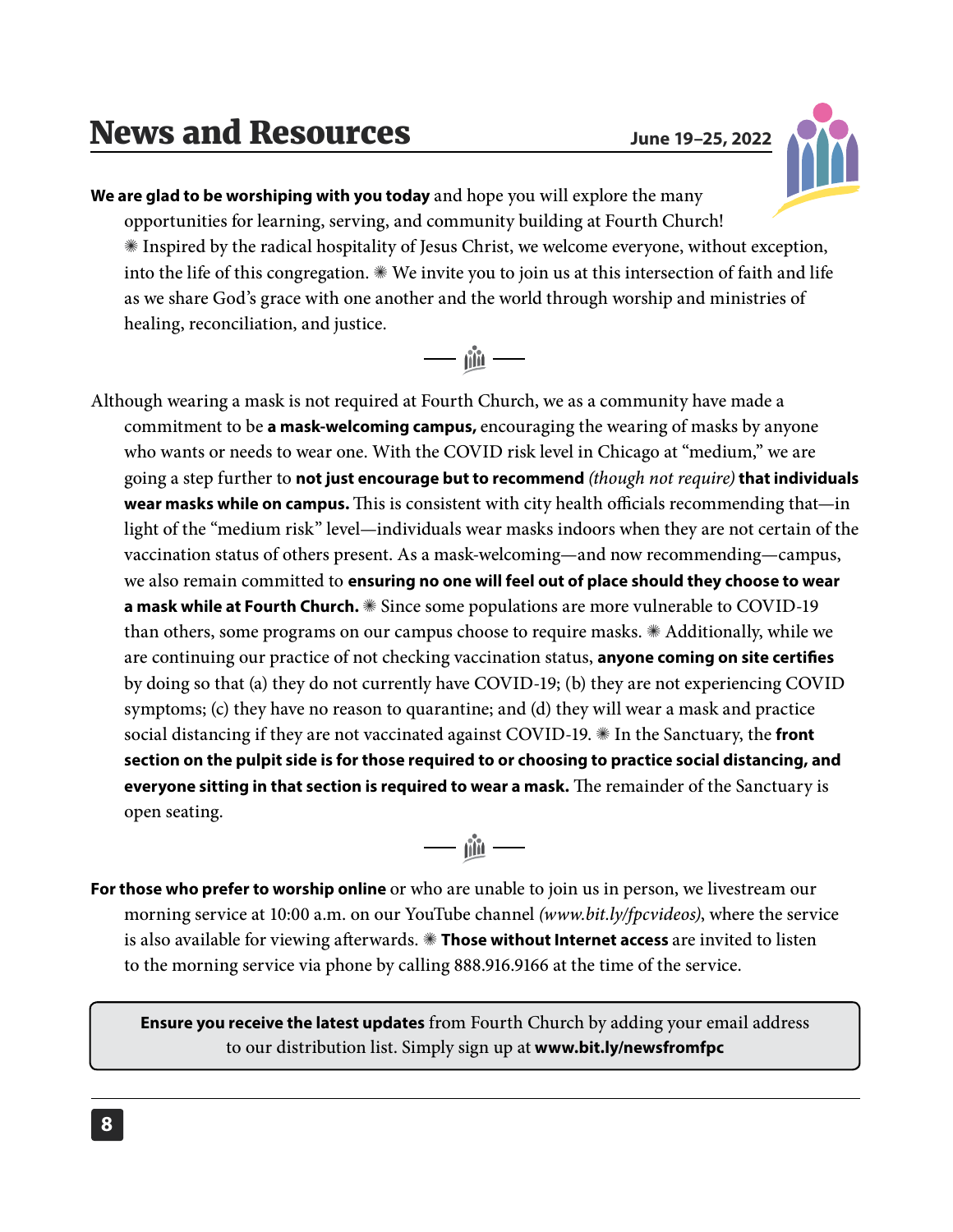# News and Resources

**June 19–25, 2022**

**We are glad to be worshiping with you today** and hope you will explore the many opportunities for learning, serving, and community building at Fourth Church! ✺ Inspired by the radical hospitality of Jesus Christ, we welcome everyone, without exception, into the life of this congregation. ✺ We invite you to join us at this intersection of faith and life as we share God's grace with one another and the world through worship and ministries of healing, reconciliation, and justice.

Although wearing a mask is not required at Fourth Church, we as a community have made a commitment to be **a mask-welcoming campus,** encouraging the wearing of masks by anyone who wants or needs to wear one. With the COVID risk level in Chicago at "medium," we are going a step further to **not just encourage but to recommend** *(though not require)* **that individuals wear masks while on campus.** This is consistent with city health officials recommending that—in light of the "medium risk" level—individuals wear masks indoors when they are not certain of the vaccination status of others present. As a mask-welcoming—and now recommending—campus, we also remain committed to **ensuring no one will feel out of place should they choose to wear a mask while at Fourth Church.** ✺ Since some populations are more vulnerable to COVID-19 than others, some programs on our campus choose to require masks. ✺ Additionally, while we are continuing our practice of not checking vaccination status, **anyone coming on site certifies** by doing so that (a) they do not currently have COVID-19; (b) they are not experiencing COVID symptoms; (c) they have no reason to quarantine; and (d) they will wear a mask and practice social distancing if they are not vaccinated against COVID-19. ✺ In the Sanctuary, the **front section on the pulpit side is for those required to or choosing to practice social distancing, and everyone sitting in that section is required to wear a mask.** The remainder of the Sanctuary is open seating.

**For those who prefer to worship online** or who are unable to join us in person, we livestream our morning service at 10:00 a.m. on our YouTube channel *(www.bit.ly/fpcvideos)*, where the service is also available for viewing afterwards. ✺ **Those without Internet access** are invited to listen to the morning service via phone by calling 888.916.9166 at the time of the service.

**Ensure you receive the latest updates** from Fourth Church by adding your email address to our distribution list. Simply sign up at **www.bit.ly/newsfromfpc**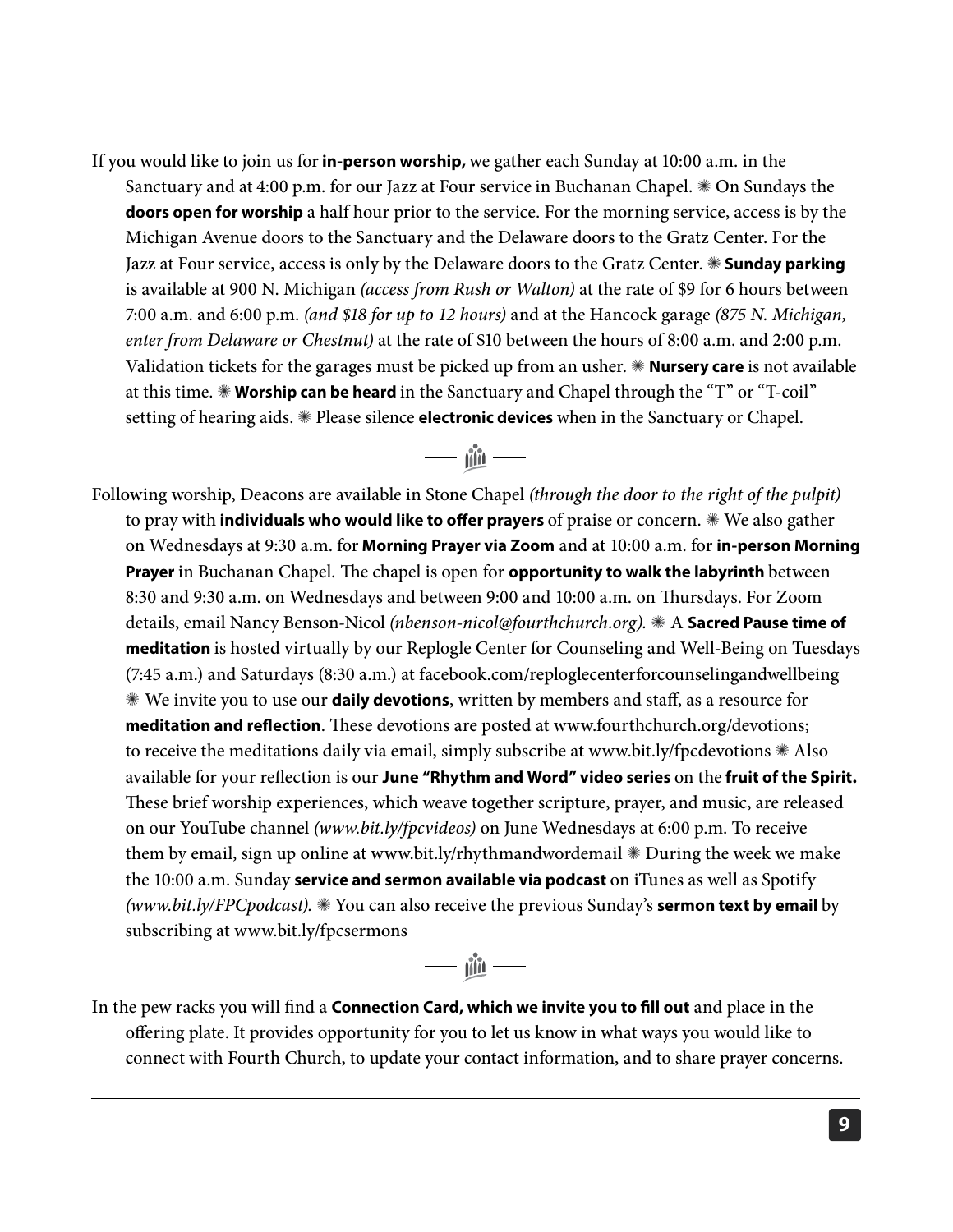If you would like to join us for **in-person worship,** we gather each Sunday at 10:00 a.m. in the Sanctuary and at 4:00 p.m. for our Jazz at Four service in Buchanan Chapel. ✺ On Sundays the **doors open for worship** a half hour prior to the service. For the morning service, access is by the Michigan Avenue doors to the Sanctuary and the Delaware doors to the Gratz Center. For the Jazz at Four service, access is only by the Delaware doors to the Gratz Center. ✺ **Sunday parking** is available at 900 N. Michigan *(access from Rush or Walton)* at the rate of $9 for 6 hours between 7:00 a.m. and 6:00 p.m. *(and $18 for up to 12 hours)* and at the Hancock garage *(875 N. Michigan, enter from Delaware or Chestnut)* at the rate of $10 between the hours of 8:00 a.m. and 2:00 p.m. Validation tickets for the garages must be picked up from an usher. ✺ **Nursery care** is not available at this time. ✺ **Worship can be heard** in the Sanctuary and Chapel through the "T" or "T-coil" setting of hearing aids. ✺ Please silence **electronic devices** when in the Sanctuary or Chapel.

---

Following worship, Deacons are available in Stone Chapel *(through the door to the right of the pulpit)* to pray with **individuals who would like to offer prayers** of praise or concern. ✺ We also gather on Wednesdays at 9:30 a.m. for **Morning Prayer via Zoom** and at 10:00 a.m. for **in-person Morning Prayer** in Buchanan Chapel. The chapel is open for **opportunity to walk the labyrinth** between 8:30 and 9:30 a.m. on Wednesdays and between 9:00 and 10:00 a.m. on Thursdays. For Zoom details, email Nancy Benson-Nicol *(nbenson-nicol@fourthchurch.org)*. ✺ A **Sacred Pause time of meditation** is hosted virtually by our Replogle Center for Counseling and Well-Being on Tuesdays (7:45 a.m.) and Saturdays (8:30 a.m.) at facebook.com/reploglecenterforcounselingandwellbeing ✺ We invite you to use our **daily devotions**, written by members and staff, as a resource for **meditation and reflection**. These devotions are posted at www.fourthchurch.org/devotions; to receive the meditations daily via email, simply subscribe at www.bit.ly/fpcdevotions ✺ Also available for your reflection is our **June "Rhythm and Word" video series** on the **fruit of the Spirit.** These brief worship experiences, which weave together scripture, prayer, and music, are released on our YouTube channel *(www.bit.ly/fpcvideos)* on June Wednesdays at 6:00 p.m. To receive them by email, sign up online at www.bit.ly/rhythmandwordemail ✺ During the week we make the 10:00 a.m. Sunday **service and sermon available via podcast** on iTunes as well as Spotify *(www.bit.ly/FPCpodcast)*. ✺ You can also receive the previous Sunday's **sermon text by email** by subscribing at www.bit.ly/fpcsermons

---

In the pew racks you will find a **Connection Card, which we invite you to fill out** and place in the offering plate. It provides opportunity for you to let us know in what ways you would like to connect with Fourth Church, to update your contact information, and to share prayer concerns.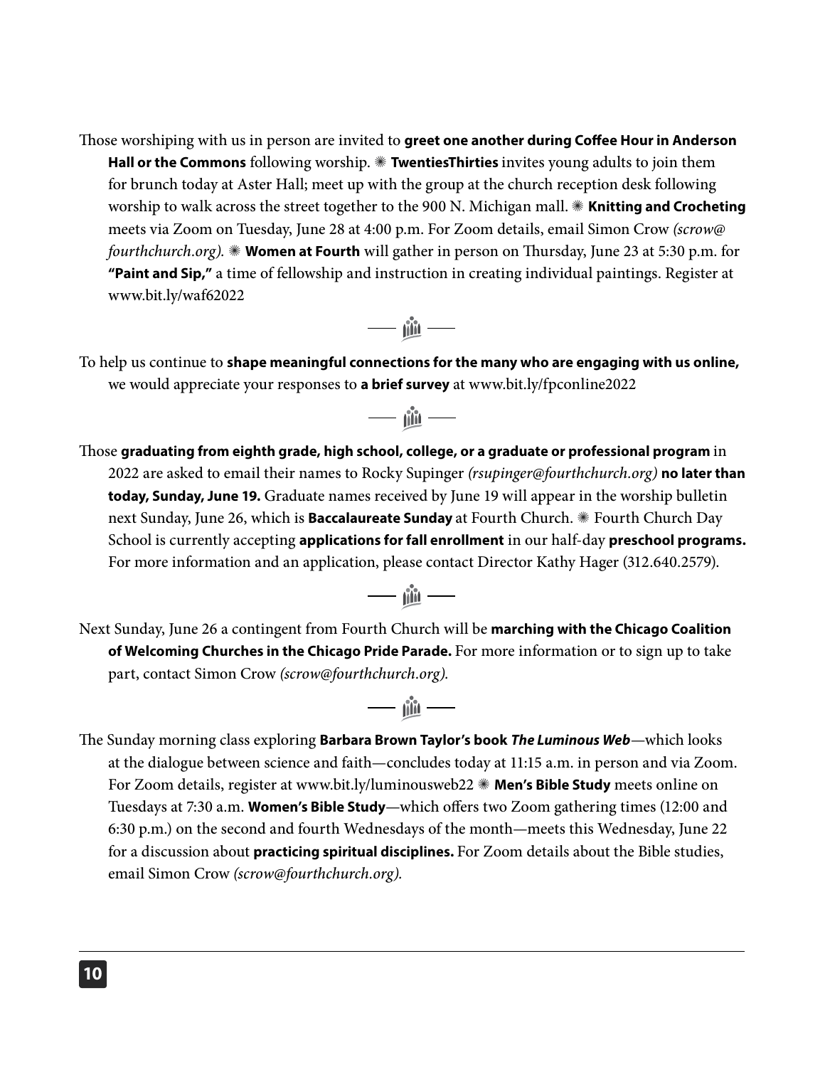Those worshiping with us in person are invited to **greet one another during Coffee Hour in Anderson Hall or the Commons** following worship. ✷ **TwentiesThirties** invites young adults to join them for brunch today at Aster Hall; meet up with the group at the church reception desk following worship to walk across the street together to the 900 N. Michigan mall. ✷ **Knitting and Crocheting** meets via Zoom on Tuesday, June 28 at 4:00 p.m. For Zoom details, email Simon Crow *(scrow@fourthchurch.org).* ✷ **Women at Fourth** will gather in person on Thursday, June 23 at 5:30 p.m. for **"Paint and Sip,"** a time of fellowship and instruction in creating individual paintings. Register at www.bit.ly/waf62022

To help us continue to **shape meaningful connections for the many who are engaging with us online,** we would appreciate your responses to **a brief survey** at www.bit.ly/fpconline2022

Those **graduating from eighth grade, high school, college, or a graduate or professional program** in 2022 are asked to email their names to Rocky Supinger *(rsupinger@fourthchurch.org)* **no later than today, Sunday, June 19.** Graduate names received by June 19 will appear in the worship bulletin next Sunday, June 26, which is **Baccalaureate Sunday** at Fourth Church. ✷ Fourth Church Day School is currently accepting **applications for fall enrollment** in our half-day **preschool programs.** For more information and an application, please contact Director Kathy Hager (312.640.2579).

Next Sunday, June 26 a contingent from Fourth Church will be **marching with the Chicago Coalition of Welcoming Churches in the Chicago Pride Parade.** For more information or to sign up to take part, contact Simon Crow *(scrow@fourthchurch.org).*

The Sunday morning class exploring **Barbara Brown Taylor's book *The Luminous Web***—which looks at the dialogue between science and faith—concludes today at 11:15 a.m. in person and via Zoom. For Zoom details, register at www.bit.ly/luminousweb22 ✷ **Men's Bible Study** meets online on Tuesdays at 7:30 a.m. **Women's Bible Study**—which offers two Zoom gathering times (12:00 and 6:30 p.m.) on the second and fourth Wednesdays of the month—meets this Wednesday, June 22 for a discussion about **practicing spiritual disciplines.** For Zoom details about the Bible studies, email Simon Crow *(scrow@fourthchurch.org).*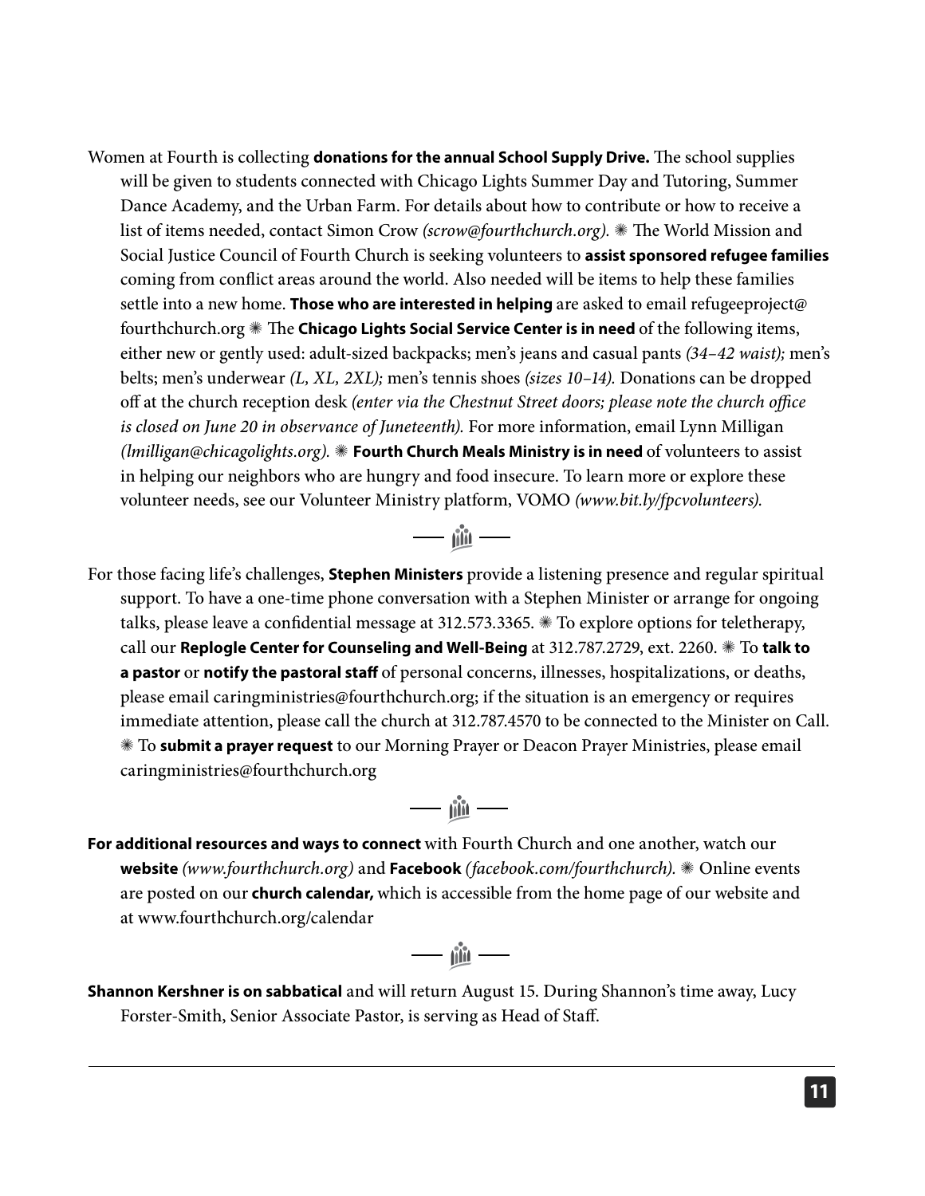Women at Fourth is collecting **donations for the annual School Supply Drive.** The school supplies will be given to students connected with Chicago Lights Summer Day and Tutoring, Summer Dance Academy, and the Urban Farm. For details about how to contribute or how to receive a list of items needed, contact Simon Crow *(scrow@fourthchurch.org).* ✷ The World Mission and Social Justice Council of Fourth Church is seeking volunteers to **assist sponsored refugee families** coming from conflict areas around the world. Also needed will be items to help these families settle into a new home. **Those who are interested in helping** are asked to email refugeeproject@fourthchurch.org ✷ The **Chicago Lights Social Service Center is in need** of the following items, either new or gently used: adult-sized backpacks; men's jeans and casual pants *(34–42 waist);* men's belts; men's underwear *(L, XL, 2XL);* men's tennis shoes *(sizes 10–14).* Donations can be dropped off at the church reception desk *(enter via the Chestnut Street doors; please note the church office is closed on June 20 in observance of Juneteenth).* For more information, email Lynn Milligan *(lmilligan@chicagolights.org).* ✷ **Fourth Church Meals Ministry is in need** of volunteers to assist in helping our neighbors who are hungry and food insecure. To learn more or explore these volunteer needs, see our Volunteer Ministry platform, VOMO *(www.bit.ly/fpcvolunteers).*

---

For those facing life's challenges, **Stephen Ministers** provide a listening presence and regular spiritual support. To have a one-time phone conversation with a Stephen Minister or arrange for ongoing talks, please leave a confidential message at 312.573.3365. ✷ To explore options for teletherapy, call our **Replogle Center for Counseling and Well-Being** at 312.787.2729, ext. 2260. ✷ To **talk to a pastor** or **notify the pastoral staff** of personal concerns, illnesses, hospitalizations, or deaths, please email caringministries@fourthchurch.org; if the situation is an emergency or requires immediate attention, please call the church at 312.787.4570 to be connected to the Minister on Call. ✷ To **submit a prayer request** to our Morning Prayer or Deacon Prayer Ministries, please email caringministries@fourthchurch.org

---

**For additional resources and ways to connect** with Fourth Church and one another, watch our **website** *(www.fourthchurch.org)* and **Facebook** *(facebook.com/fourthchurch).* ✷ Online events are posted on our **church calendar,** which is accessible from the home page of our website and at www.fourthchurch.org/calendar

---

**Shannon Kershner is on sabbatical** and will return August 15. During Shannon's time away, Lucy Forster-Smith, Senior Associate Pastor, is serving as Head of Staff.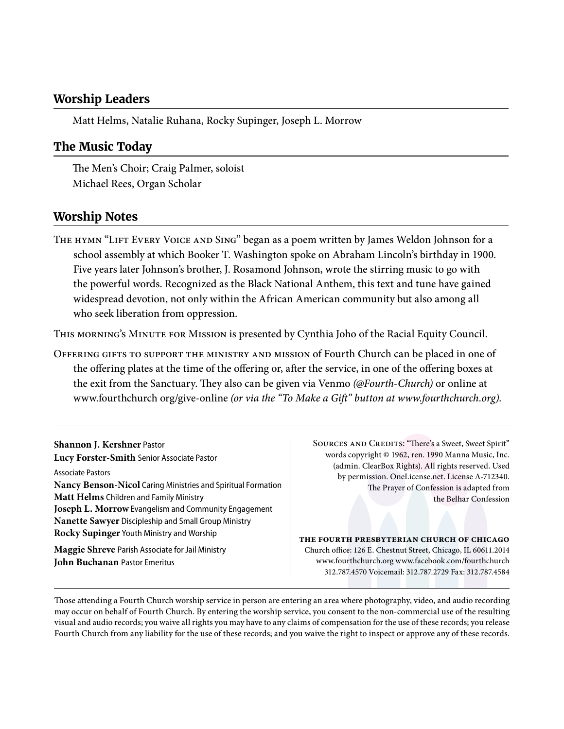## Worship Leaders

Matt Helms, Natalie Ruhana, Rocky Supinger, Joseph L. Morrow

## The Music Today

The Men's Choir; Craig Palmer, soloist
Michael Rees, Organ Scholar

## Worship Notes

The hymn "Lift Every Voice and Sing" began as a poem written by James Weldon Johnson for a school assembly at which Booker T. Washington spoke on Abraham Lincoln's birthday in 1900. Five years later Johnson's brother, J. Rosamond Johnson, wrote the stirring music to go with the powerful words. Recognized as the Black National Anthem, this text and tune have gained widespread devotion, not only within the African American community but also among all who seek liberation from oppression.

This morning's Minute for Mission is presented by Cynthia Joho of the Racial Equity Council.

Offering gifts to support the ministry and mission of Fourth Church can be placed in one of the offering plates at the time of the offering or, after the service, in one of the offering boxes at the exit from the Sanctuary. They also can be given via Venmo *(@Fourth-Church)* or online at www.fourthchurch org/give-online *(or via the "To Make a Gift" button at www.fourthchurch.org).*

---

**Shannon J. Kershner** Pastor
**Lucy Forster-Smith** Senior Associate Pastor

Associate Pastors
**Nancy Benson-Nicol** Caring Ministries and Spiritual Formation
**Matt Helms** Children and Family Ministry
**Joseph L. Morrow** Evangelism and Community Engagement
**Nanette Sawyer** Discipleship and Small Group Ministry
**Rocky Supinger** Youth Ministry and Worship

**Maggie Shreve** Parish Associate for Jail Ministry
**John Buchanan** Pastor Emeritus

Sources and Credits: "There's a Sweet, Sweet Spirit" words copyright © 1962, ren. 1990 Manna Music, Inc. (admin. ClearBox Rights). All rights reserved. Used by permission. OneLicense.net. License A-712340. The Prayer of Confession is adapted from the Belhar Confession

**The Fourth Presbyterian Church of Chicago**
Church office: 126 E. Chestnut Street, Chicago, IL 60611.2014
www.fourthchurch.org www.facebook.com/fourthchurch
312.787.4570 Voicemail: 312.787.2729 Fax: 312.787.4584

---

Those attending a Fourth Church worship service in person are entering an area where photography, video, and audio recording may occur on behalf of Fourth Church. By entering the worship service, you consent to the non-commercial use of the resulting visual and audio records; you waive all rights you may have to any claims of compensation for the use of these records; you release Fourth Church from any liability for the use of these records; and you waive the right to inspect or approve any of these records.